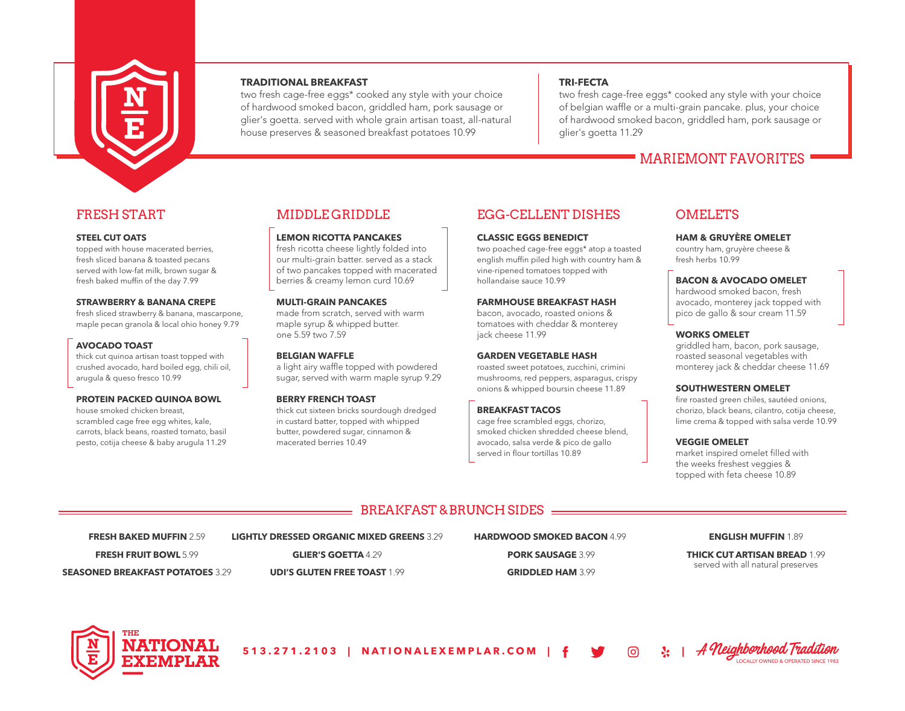## MARIEMONT FAVORITES

**TRADITIONAL BREAKFAST**
two fresh cage-free eggs* cooked any style with your choice of hardwood smoked bacon, griddled ham, pork sausage or glier's goetta. served with whole grain artisan toast, all-natural house preserves & seasoned breakfast potatoes 10.99

**TRI-FECTA**
two fresh cage-free eggs* cooked any style with your choice of belgian waffle or a multi-grain pancake. plus, your choice of hardwood smoked bacon, griddled ham, pork sausage or glier's goetta 11.29

## FRESH START

**STEEL CUT OATS**
topped with house macerated berries, fresh sliced banana & toasted pecans served with low-fat milk, brown sugar & fresh baked muffin of the day 7.99

**STRAWBERRY & BANANA CREPE**
fresh sliced strawberry & banana, mascarpone, maple pecan granola & local ohio honey 9.79

**AVOCADO TOAST**
thick cut quinoa artisan toast topped with crushed avocado, hard boiled egg, chili oil, arugula & queso fresco 10.99

**PROTEIN PACKED QUINOA BOWL**
house smoked chicken breast, scrambled cage free egg whites, kale, carrots, black beans, roasted tomato, basil pesto, cotija cheese & baby arugula 11.29

## MIDDLE GRIDDLE

**LEMON RICOTTA PANCAKES**
fresh ricotta cheese lightly folded into our multi-grain batter. served as a stack of two pancakes topped with macerated berries & creamy lemon curd 10.69

**MULTI-GRAIN PANCAKES**
made from scratch, served with warm maple syrup & whipped butter.
one 5.59 two 7.59

**BELGIAN WAFFLE**
a light airy waffle topped with powdered sugar, served with warm maple syrup 9.29

**BERRY FRENCH TOAST**
thick cut sixteen bricks sourdough dredged in custard batter, topped with whipped butter, powdered sugar, cinnamon & macerated berries 10.49

## EGG-CELLENT DISHES

**CLASSIC EGGS BENEDICT**
two poached cage-free eggs* atop a toasted english muffin piled high with country ham & vine-ripened tomatoes topped with hollandaise sauce 10.99

**FARMHOUSE BREAKFAST HASH**
bacon, avocado, roasted onions & tomatoes with cheddar & monterey jack cheese 11.99

**GARDEN VEGETABLE HASH**
roasted sweet potatoes, zucchini, crimini mushrooms, red peppers, asparagus, crispy onions & whipped boursin cheese 11.89

**BREAKFAST TACOS**
cage free scrambled eggs, chorizo, smoked chicken shredded cheese blend, avocado, salsa verde & pico de gallo served in flour tortillas 10.89

## OMELETS

**HAM & GRUYÈRE OMELET**
country ham, gruyère cheese & fresh herbs 10.99

**BACON & AVOCADO OMELET**
hardwood smoked bacon, fresh avocado, monterey jack topped with pico de gallo & sour cream 11.59

**WORKS OMELET**
griddled ham, bacon, pork sausage, roasted seasonal vegetables with monterey jack & cheddar cheese 11.69

**SOUTHWESTERN OMELET**
fire roasted green chiles, sautéed onions, chorizo, black beans, cilantro, cotija cheese, lime crema & topped with salsa verde 10.99

**VEGGIE OMELET**
market inspired omelet filled with the weeks freshest veggies & topped with feta cheese 10.89

## BREAKFAST & BRUNCH SIDES

**FRESH BAKED MUFFIN** 2.59
**FRESH FRUIT BOWL** 5.99
**SEASONED BREAKFAST POTATOES** 3.29
**LIGHTLY DRESSED ORGANIC MIXED GREENS** 3.29
**GLIER'S GOETTA** 4.29
**UDI'S GLUTEN FREE TOAST** 1.99
**HARDWOOD SMOKED BACON** 4.99
**PORK SAUSAGE** 3.99
**GRIDDLED HAM** 3.99
**ENGLISH MUFFIN** 1.89
**THICK CUT ARTISAN BREAD** 1.99
served with all natural preserves

**THE NATIONAL EXEMPLAR**

513.271.2103 | NATIONALEXEMPLAR.COM |

*A Neighborhood Tradition*
LOCALLY OWNED & OPERATED SINCE 1983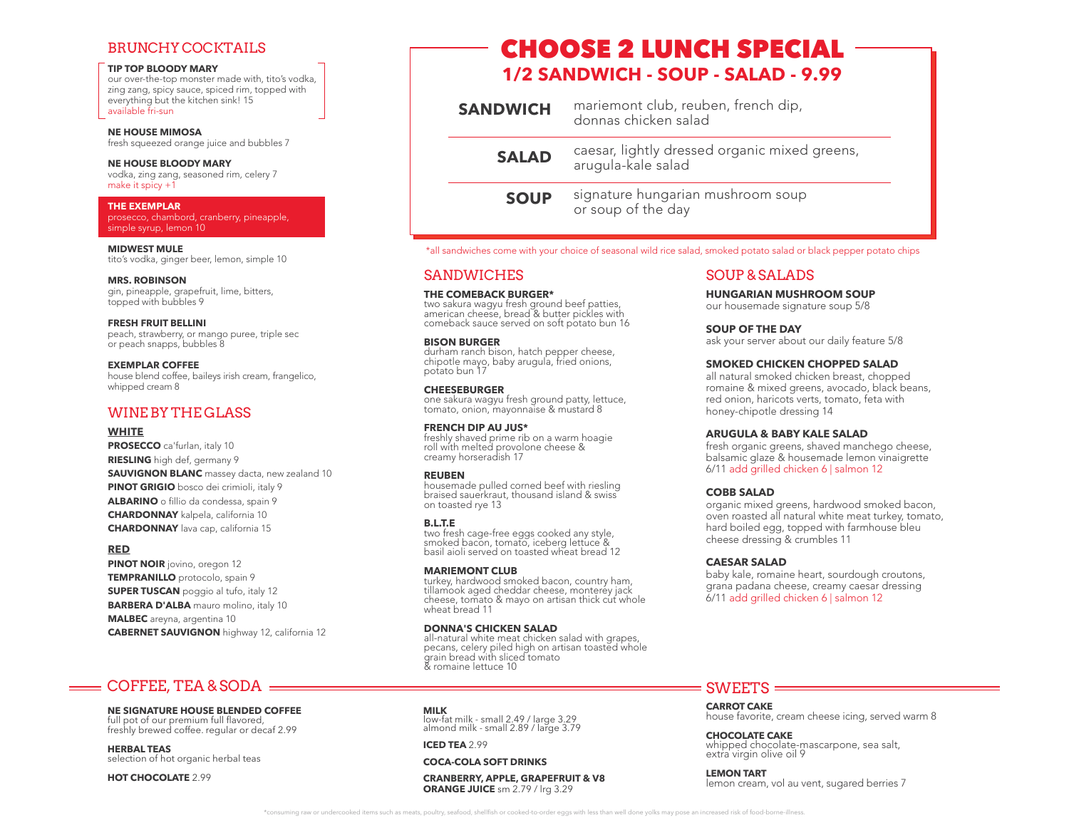## BRUNCHY COCKTAILS

**TIP TOP BLOODY MARY**
our over-the-top monster made with, tito's vodka, zing zang, spicy sauce, spiced rim, topped with everything but the kitchen sink! 15
available fri-sun

**NE HOUSE MIMOSA**
fresh squeezed orange juice and bubbles 7

**NE HOUSE BLOODY MARY**
vodka, zing zang, seasoned rim, celery 7
make it spicy +1

**THE EXEMPLAR**
prosecco, chambord, cranberry, pineapple, simple syrup, lemon 10

**MIDWEST MULE**
tito's vodka, ginger beer, lemon, simple 10

**MRS. ROBINSON**
gin, pineapple, grapefruit, lime, bitters, topped with bubbles 9

**FRESH FRUIT BELLINI**
peach, strawberry, or mango puree, triple sec or peach snapps, bubbles 8

**EXEMPLAR COFFEE**
house blend coffee, baileys irish cream, frangelico, whipped cream 8

## WINE BY THE GLASS

### WHITE

**PROSECCO** ca'furlan, italy 10
**RIESLING** high def, germany 9
**SAUVIGNON BLANC** massey dacta, new zealand 10
**PINOT GRIGIO** bosco dei crimioli, italy 9
**ALBARINO** o fillio da condessa, spain 9
**CHARDONNAY** kalpela, california 10
**CHARDONNAY** lava cap, california 15

### RED

**PINOT NOIR** jovino, oregon 12
**TEMPRANILLO** protocolo, spain 9
**SUPER TUSCAN** poggio al tufo, italy 12
**BARBERA D'ALBA** mauro molino, italy 10
**MALBEC** areyna, argentina 10
**CABERNET SAUVIGNON** highway 12, california 12

# CHOOSE 2 LUNCH SPECIAL

## 1/2 SANDWICH - SOUP - SALAD - 9.99

| | |
|---|---|
| **SANDWICH** | mariemont club, reuben, french dip, donnas chicken salad |
| **SALAD** | caesar, lightly dressed organic mixed greens, arugula-kale salad |
| **SOUP** | signature hungarian mushroom soup or soup of the day |

*all sandwiches come with your choice of seasonal wild rice salad, smoked potato salad or black pepper potato chips

## SANDWICHES

**THE COMEBACK BURGER***
two sakura wagyu fresh ground beef patties, american cheese, bread & butter pickles with comeback sauce served on soft potato bun 16

**BISON BURGER**
durham ranch bison, hatch pepper cheese, chipotle mayo, baby arugula, fried onions, potato bun 17

**CHEESEBURGER**
one sakura wagyu fresh ground patty, lettuce, tomato, onion, mayonnaise & mustard 8

**FRENCH DIP AU JUS***
freshly shaved prime rib on a warm hoagie roll with melted provolone cheese & creamy horseradish 17

**REUBEN**
housemade pulled corned beef with riesling braised sauerkraut, thousand island & swiss on toasted rye 13

**B.L.T.E**
two fresh cage-free eggs cooked any style, smoked bacon, tomato, iceberg lettuce & basil aioli served on toasted wheat bread 12

**MARIEMONT CLUB**
turkey, hardwood smoked bacon, country ham, tillamook aged cheddar cheese, monterey jack cheese, tomato & mayo on artisan thick cut whole wheat bread 11

**DONNA'S CHICKEN SALAD**
all-natural white meat chicken salad with grapes, pecans, celery piled high on artisan toasted whole grain bread with sliced tomato & romaine lettuce 10

## SOUP & SALADS

**HUNGARIAN MUSHROOM SOUP**
our housemade signature soup 5/8

**SOUP OF THE DAY**
ask your server about our daily feature 5/8

**SMOKED CHICKEN CHOPPED SALAD**
all natural smoked chicken breast, chopped romaine & mixed greens, avocado, black beans, red onion, haricots verts, tomato, feta with honey-chipotle dressing 14

**ARUGULA & BABY KALE SALAD**
fresh organic greens, shaved manchego cheese, balsamic glaze & housemade lemon vinaigrette 6/11 add grilled chicken 6 | salmon 12

**COBB SALAD**
organic mixed greens, hardwood smoked bacon, oven roasted all natural white meat turkey, tomato, hard boiled egg, topped with farmhouse bleu cheese dressing & crumbles 11

**CAESAR SALAD**
baby kale, romaine heart, sourdough croutons, grana padana cheese, creamy caesar dressing 6/11 add grilled chicken 6 | salmon 12

## COFFEE, TEA & SODA

**NE SIGNATURE HOUSE BLENDED COFFEE**
full pot of our premium full flavored, freshly brewed coffee. regular or decaf 2.99

**HERBAL TEAS**
selection of hot organic herbal teas

**HOT CHOCOLATE** 2.99

**MILK**
low-fat milk - small 2.49 / large 3.29
almond milk - small 2.89 / large 3.79

**ICED TEA** 2.99

**COCA-COLA SOFT DRINKS**

**CRANBERRY, APPLE, GRAPEFRUIT & V8**
**ORANGE JUICE** sm 2.79 / lrg 3.29

## SWEETS

**CARROT CAKE**
house favorite, cream cheese icing, served warm 8

**CHOCOLATE CAKE**
whipped chocolate-mascarpone, sea salt, extra virgin olive oil 9

**LEMON TART**
lemon cream, vol au vent, sugared berries 7

*consuming raw or undercooked items such as meats, poultry, seafood, shellfish or cooked-to-order eggs with less than well done yolks may pose an increased risk of food-borne-illness.